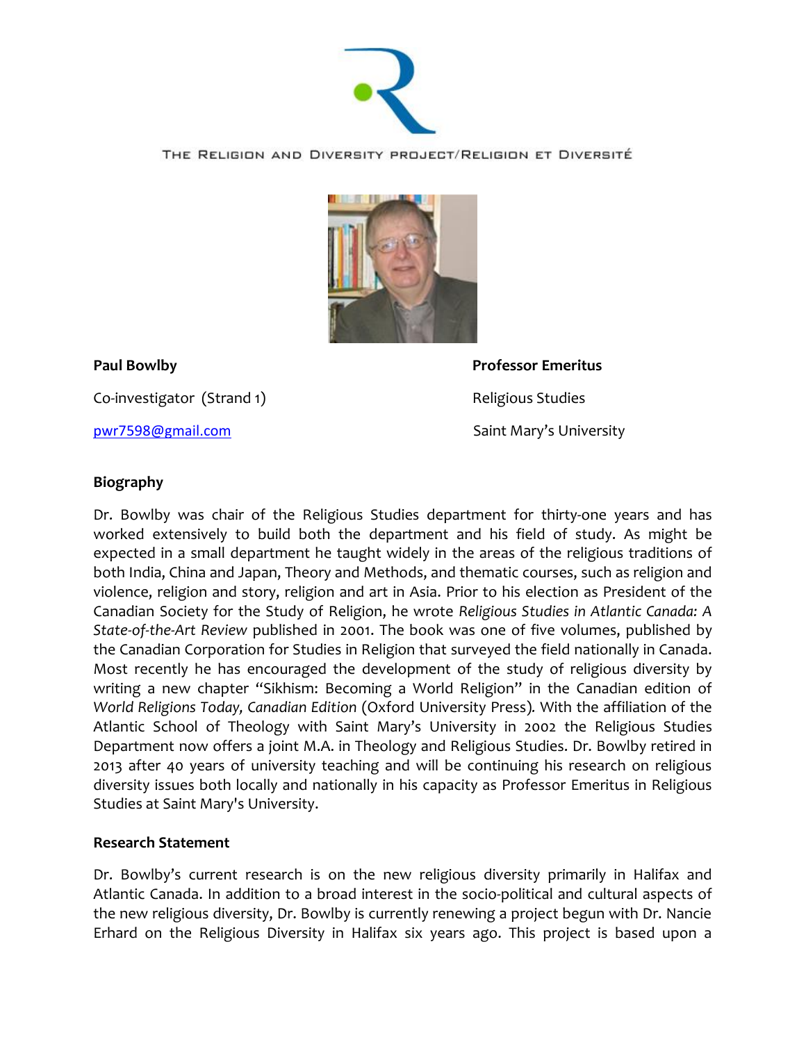THE RELIGION AND DIVERSITY PROJECT/RELIGION ET DIVERSITÉ

**Paul Bowlby**

Co-investigator (Strand 1)

pwr7598@gmail.com

**Professor Emeritus**

Religious Studies

Saint Mary's University

**Biography**

Dr. Bowlby was chair of the Religious Studies department for thirty-one years and has worked extensively to build both the department and his field of study. As might be expected in a small department he taught widely in the areas of the religious traditions of both India, China and Japan, Theory and Methods, and thematic courses, such as religion and violence, religion and story, religion and art in Asia. Prior to his election as President of the Canadian Society for the Study of Religion, he wrote *Religious Studies in Atlantic Canada: A State-of-the-Art Review* published in 2001. The book was one of five volumes, published by the Canadian Corporation for Studies in Religion that surveyed the field nationally in Canada. Most recently he has encouraged the development of the study of religious diversity by writing a new chapter "Sikhism: Becoming a World Religion" in the Canadian edition of *World Religions Today, Canadian Edition* (Oxford University Press). With the affiliation of the Atlantic School of Theology with Saint Mary's University in 2002 the Religious Studies Department now offers a joint M.A. in Theology and Religious Studies. Dr. Bowlby retired in 2013 after 40 years of university teaching and will be continuing his research on religious diversity issues both locally and nationally in his capacity as Professor Emeritus in Religious Studies at Saint Mary's University.

**Research Statement**

Dr. Bowlby's current research is on the new religious diversity primarily in Halifax and Atlantic Canada. In addition to a broad interest in the socio-political and cultural aspects of the new religious diversity, Dr. Bowlby is currently renewing a project begun with Dr. Nancie Erhard on the Religious Diversity in Halifax six years ago. This project is based upon a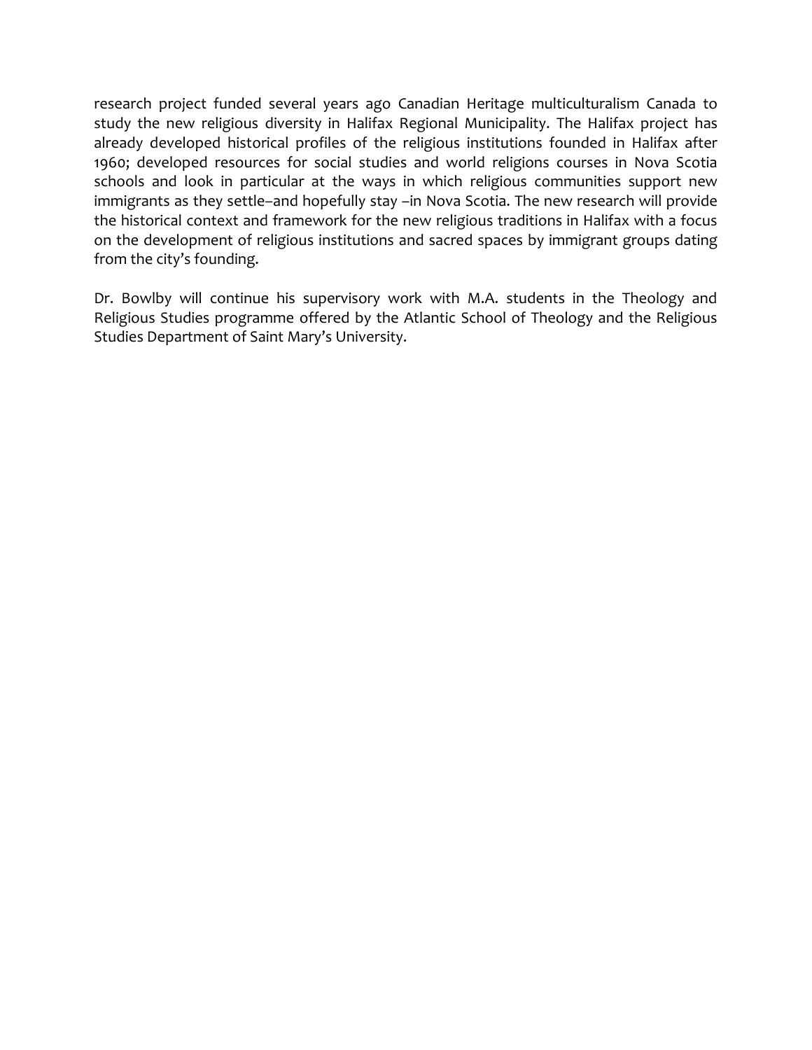research project funded several years ago Canadian Heritage multiculturalism Canada to study the new religious diversity in Halifax Regional Municipality. The Halifax project has already developed historical profiles of the religious institutions founded in Halifax after 1960; developed resources for social studies and world religions courses in Nova Scotia schools and look in particular at the ways in which religious communities support new immigrants as they settle–and hopefully stay –in Nova Scotia. The new research will provide the historical context and framework for the new religious traditions in Halifax with a focus on the development of religious institutions and sacred spaces by immigrant groups dating from the city's founding.

Dr. Bowlby will continue his supervisory work with M.A. students in the Theology and Religious Studies programme offered by the Atlantic School of Theology and the Religious Studies Department of Saint Mary's University.